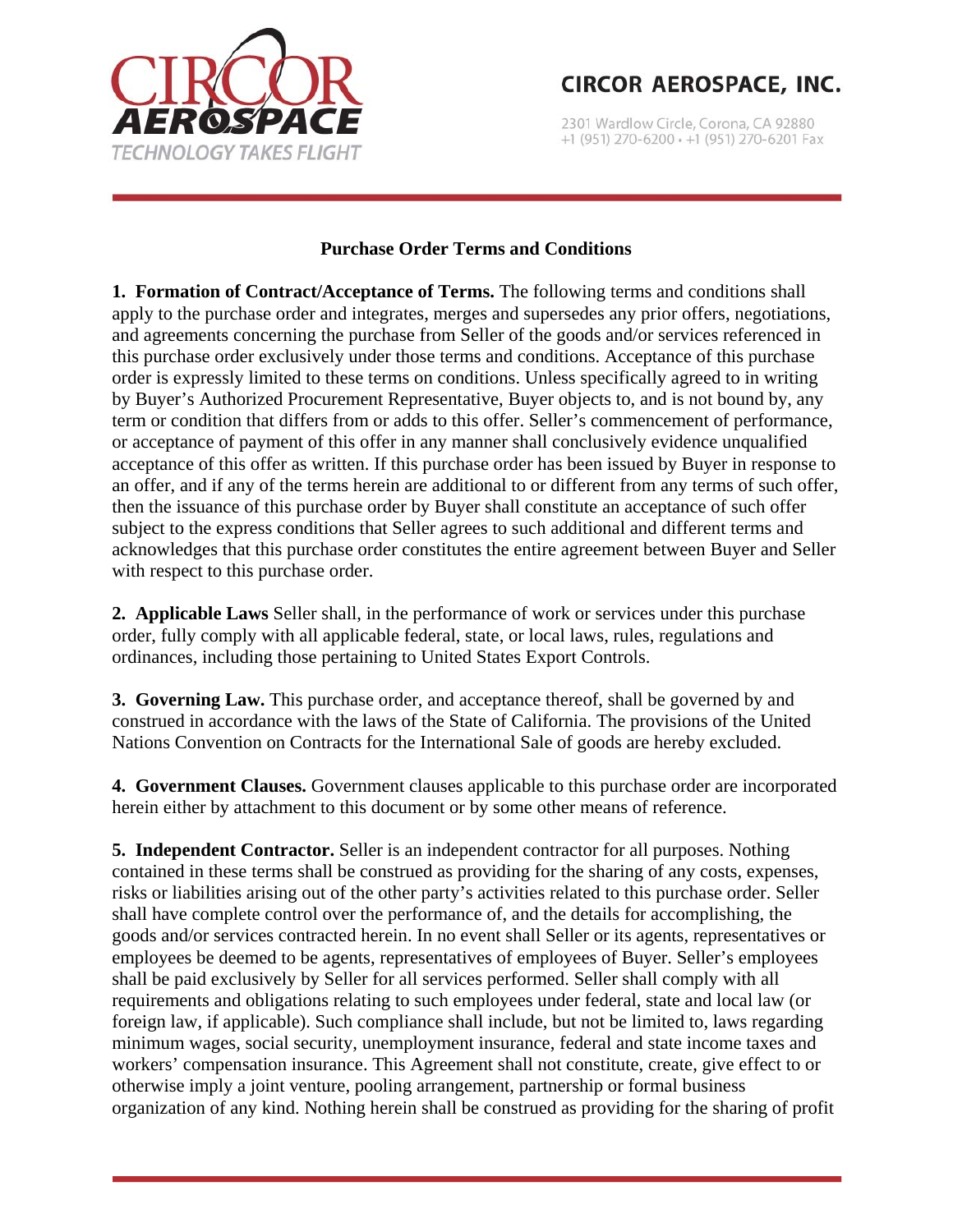# CIRCOR AEROSPACE, INC.

2301 Wardlow Circle, Corona, CA 92880
+1 (951) 270-6200 • +1 (951) 270-6201 Fax

## Purchase Order Terms and Conditions

**1. Formation of Contract/Acceptance of Terms.** The following terms and conditions shall apply to the purchase order and integrates, merges and supersedes any prior offers, negotiations, and agreements concerning the purchase from Seller of the goods and/or services referenced in this purchase order exclusively under those terms and conditions. Acceptance of this purchase order is expressly limited to these terms on conditions. Unless specifically agreed to in writing by Buyer's Authorized Procurement Representative, Buyer objects to, and is not bound by, any term or condition that differs from or adds to this offer. Seller's commencement of performance, or acceptance of payment of this offer in any manner shall conclusively evidence unqualified acceptance of this offer as written. If this purchase order has been issued by Buyer in response to an offer, and if any of the terms herein are additional to or different from any terms of such offer, then the issuance of this purchase order by Buyer shall constitute an acceptance of such offer subject to the express conditions that Seller agrees to such additional and different terms and acknowledges that this purchase order constitutes the entire agreement between Buyer and Seller with respect to this purchase order.

**2. Applicable Laws** Seller shall, in the performance of work or services under this purchase order, fully comply with all applicable federal, state, or local laws, rules, regulations and ordinances, including those pertaining to United States Export Controls.

**3. Governing Law.** This purchase order, and acceptance thereof, shall be governed by and construed in accordance with the laws of the State of California. The provisions of the United Nations Convention on Contracts for the International Sale of goods are hereby excluded.

**4. Government Clauses.** Government clauses applicable to this purchase order are incorporated herein either by attachment to this document or by some other means of reference.

**5. Independent Contractor.** Seller is an independent contractor for all purposes. Nothing contained in these terms shall be construed as providing for the sharing of any costs, expenses, risks or liabilities arising out of the other party's activities related to this purchase order. Seller shall have complete control over the performance of, and the details for accomplishing, the goods and/or services contracted herein. In no event shall Seller or its agents, representatives or employees be deemed to be agents, representatives of employees of Buyer. Seller's employees shall be paid exclusively by Seller for all services performed. Seller shall comply with all requirements and obligations relating to such employees under federal, state and local law (or foreign law, if applicable). Such compliance shall include, but not be limited to, laws regarding minimum wages, social security, unemployment insurance, federal and state income taxes and workers' compensation insurance. This Agreement shall not constitute, create, give effect to or otherwise imply a joint venture, pooling arrangement, partnership or formal business organization of any kind. Nothing herein shall be construed as providing for the sharing of profit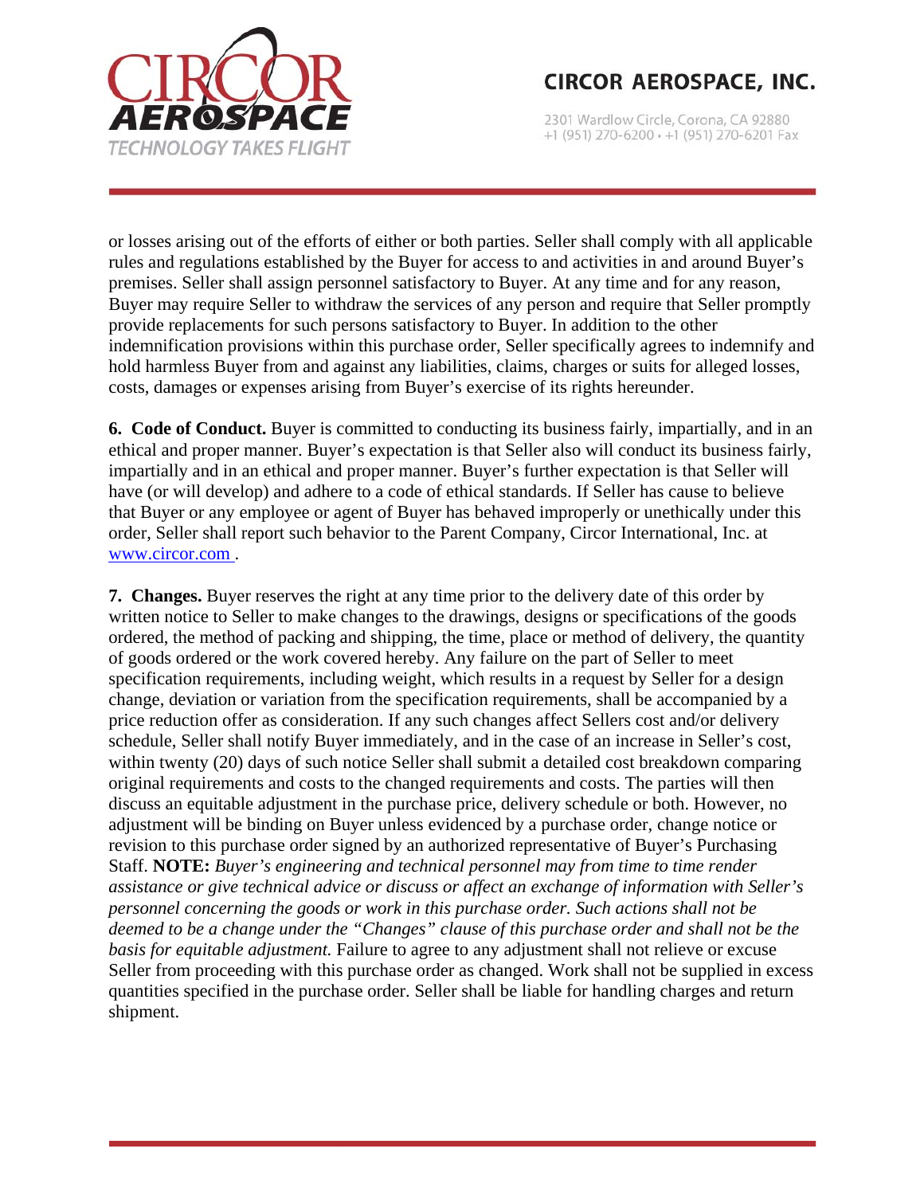or losses arising out of the efforts of either or both parties. Seller shall comply with all applicable rules and regulations established by the Buyer for access to and activities in and around Buyer's premises. Seller shall assign personnel satisfactory to Buyer. At any time and for any reason, Buyer may require Seller to withdraw the services of any person and require that Seller promptly provide replacements for such persons satisfactory to Buyer. In addition to the other indemnification provisions within this purchase order, Seller specifically agrees to indemnify and hold harmless Buyer from and against any liabilities, claims, charges or suits for alleged losses, costs, damages or expenses arising from Buyer's exercise of its rights hereunder.

**6. Code of Conduct.** Buyer is committed to conducting its business fairly, impartially, and in an ethical and proper manner. Buyer's expectation is that Seller also will conduct its business fairly, impartially and in an ethical and proper manner. Buyer's further expectation is that Seller will have (or will develop) and adhere to a code of ethical standards. If Seller has cause to believe that Buyer or any employee or agent of Buyer has behaved improperly or unethically under this order, Seller shall report such behavior to the Parent Company, Circor International, Inc. at www.circor.com .

**7. Changes.** Buyer reserves the right at any time prior to the delivery date of this order by written notice to Seller to make changes to the drawings, designs or specifications of the goods ordered, the method of packing and shipping, the time, place or method of delivery, the quantity of goods ordered or the work covered hereby. Any failure on the part of Seller to meet specification requirements, including weight, which results in a request by Seller for a design change, deviation or variation from the specification requirements, shall be accompanied by a price reduction offer as consideration. If any such changes affect Sellers cost and/or delivery schedule, Seller shall notify Buyer immediately, and in the case of an increase in Seller's cost, within twenty (20) days of such notice Seller shall submit a detailed cost breakdown comparing original requirements and costs to the changed requirements and costs. The parties will then discuss an equitable adjustment in the purchase price, delivery schedule or both. However, no adjustment will be binding on Buyer unless evidenced by a purchase order, change notice or revision to this purchase order signed by an authorized representative of Buyer's Purchasing Staff. **NOTE:** *Buyer's engineering and technical personnel may from time to time render assistance or give technical advice or discuss or affect an exchange of information with Seller's personnel concerning the goods or work in this purchase order. Such actions shall not be deemed to be a change under the "Changes" clause of this purchase order and shall not be the basis for equitable adjustment.* Failure to agree to any adjustment shall not relieve or excuse Seller from proceeding with this purchase order as changed. Work shall not be supplied in excess quantities specified in the purchase order. Seller shall be liable for handling charges and return shipment.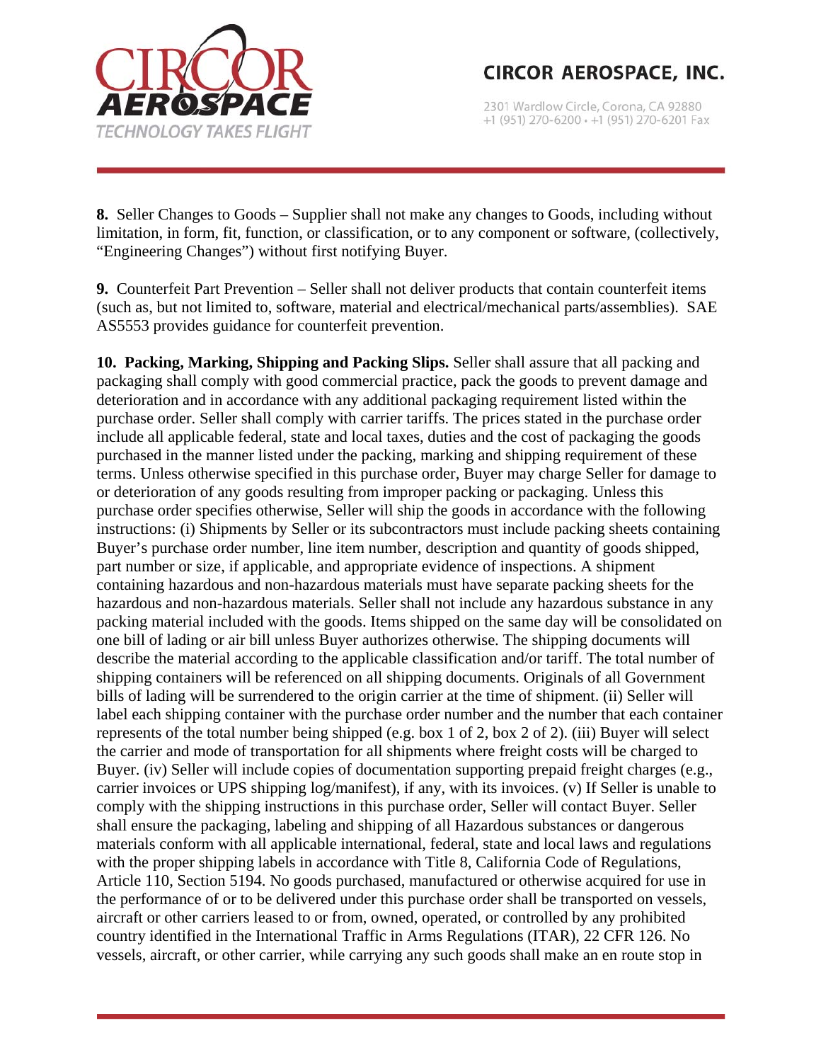**8.** Seller Changes to Goods – Supplier shall not make any changes to Goods, including without limitation, in form, fit, function, or classification, or to any component or software, (collectively, "Engineering Changes") without first notifying Buyer.

**9.** Counterfeit Part Prevention – Seller shall not deliver products that contain counterfeit items (such as, but not limited to, software, material and electrical/mechanical parts/assemblies). SAE AS5553 provides guidance for counterfeit prevention.

**10. Packing, Marking, Shipping and Packing Slips.** Seller shall assure that all packing and packaging shall comply with good commercial practice, pack the goods to prevent damage and deterioration and in accordance with any additional packaging requirement listed within the purchase order. Seller shall comply with carrier tariffs. The prices stated in the purchase order include all applicable federal, state and local taxes, duties and the cost of packaging the goods purchased in the manner listed under the packing, marking and shipping requirement of these terms. Unless otherwise specified in this purchase order, Buyer may charge Seller for damage to or deterioration of any goods resulting from improper packing or packaging. Unless this purchase order specifies otherwise, Seller will ship the goods in accordance with the following instructions: (i) Shipments by Seller or its subcontractors must include packing sheets containing Buyer's purchase order number, line item number, description and quantity of goods shipped, part number or size, if applicable, and appropriate evidence of inspections. A shipment containing hazardous and non-hazardous materials must have separate packing sheets for the hazardous and non-hazardous materials. Seller shall not include any hazardous substance in any packing material included with the goods. Items shipped on the same day will be consolidated on one bill of lading or air bill unless Buyer authorizes otherwise. The shipping documents will describe the material according to the applicable classification and/or tariff. The total number of shipping containers will be referenced on all shipping documents. Originals of all Government bills of lading will be surrendered to the origin carrier at the time of shipment. (ii) Seller will label each shipping container with the purchase order number and the number that each container represents of the total number being shipped (e.g. box 1 of 2, box 2 of 2). (iii) Buyer will select the carrier and mode of transportation for all shipments where freight costs will be charged to Buyer. (iv) Seller will include copies of documentation supporting prepaid freight charges (e.g., carrier invoices or UPS shipping log/manifest), if any, with its invoices. (v) If Seller is unable to comply with the shipping instructions in this purchase order, Seller will contact Buyer. Seller shall ensure the packaging, labeling and shipping of all Hazardous substances or dangerous materials conform with all applicable international, federal, state and local laws and regulations with the proper shipping labels in accordance with Title 8, California Code of Regulations, Article 110, Section 5194. No goods purchased, manufactured or otherwise acquired for use in the performance of or to be delivered under this purchase order shall be transported on vessels, aircraft or other carriers leased to or from, owned, operated, or controlled by any prohibited country identified in the International Traffic in Arms Regulations (ITAR), 22 CFR 126. No vessels, aircraft, or other carrier, while carrying any such goods shall make an en route stop in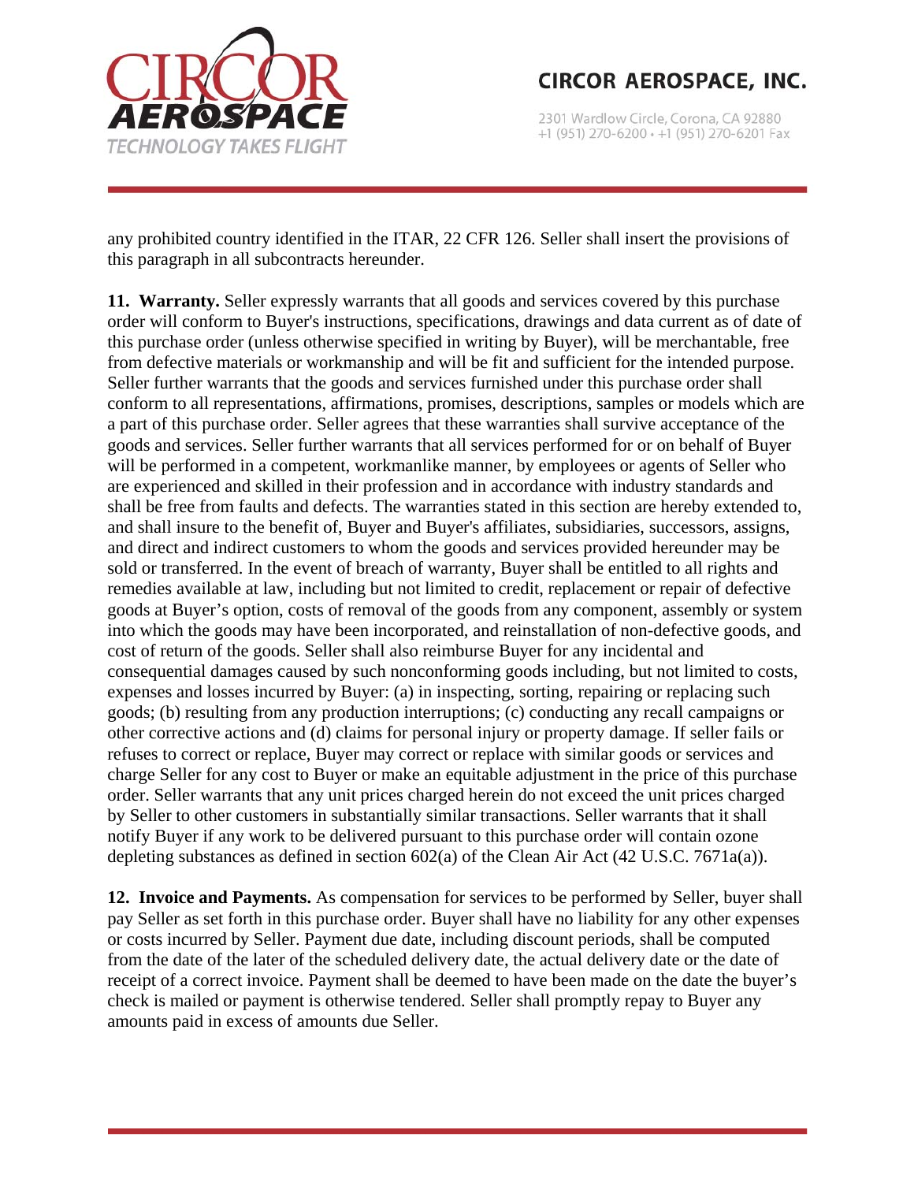any prohibited country identified in the ITAR, 22 CFR 126. Seller shall insert the provisions of this paragraph in all subcontracts hereunder.

**11. Warranty.** Seller expressly warrants that all goods and services covered by this purchase order will conform to Buyer's instructions, specifications, drawings and data current as of date of this purchase order (unless otherwise specified in writing by Buyer), will be merchantable, free from defective materials or workmanship and will be fit and sufficient for the intended purpose. Seller further warrants that the goods and services furnished under this purchase order shall conform to all representations, affirmations, promises, descriptions, samples or models which are a part of this purchase order. Seller agrees that these warranties shall survive acceptance of the goods and services. Seller further warrants that all services performed for or on behalf of Buyer will be performed in a competent, workmanlike manner, by employees or agents of Seller who are experienced and skilled in their profession and in accordance with industry standards and shall be free from faults and defects. The warranties stated in this section are hereby extended to, and shall insure to the benefit of, Buyer and Buyer's affiliates, subsidiaries, successors, assigns, and direct and indirect customers to whom the goods and services provided hereunder may be sold or transferred. In the event of breach of warranty, Buyer shall be entitled to all rights and remedies available at law, including but not limited to credit, replacement or repair of defective goods at Buyer's option, costs of removal of the goods from any component, assembly or system into which the goods may have been incorporated, and reinstallation of non-defective goods, and cost of return of the goods. Seller shall also reimburse Buyer for any incidental and consequential damages caused by such nonconforming goods including, but not limited to costs, expenses and losses incurred by Buyer: (a) in inspecting, sorting, repairing or replacing such goods; (b) resulting from any production interruptions; (c) conducting any recall campaigns or other corrective actions and (d) claims for personal injury or property damage. If seller fails or refuses to correct or replace, Buyer may correct or replace with similar goods or services and charge Seller for any cost to Buyer or make an equitable adjustment in the price of this purchase order. Seller warrants that any unit prices charged herein do not exceed the unit prices charged by Seller to other customers in substantially similar transactions. Seller warrants that it shall notify Buyer if any work to be delivered pursuant to this purchase order will contain ozone depleting substances as defined in section 602(a) of the Clean Air Act (42 U.S.C. 7671a(a)).

**12. Invoice and Payments.** As compensation for services to be performed by Seller, buyer shall pay Seller as set forth in this purchase order. Buyer shall have no liability for any other expenses or costs incurred by Seller. Payment due date, including discount periods, shall be computed from the date of the later of the scheduled delivery date, the actual delivery date or the date of receipt of a correct invoice. Payment shall be deemed to have been made on the date the buyer's check is mailed or payment is otherwise tendered. Seller shall promptly repay to Buyer any amounts paid in excess of amounts due Seller.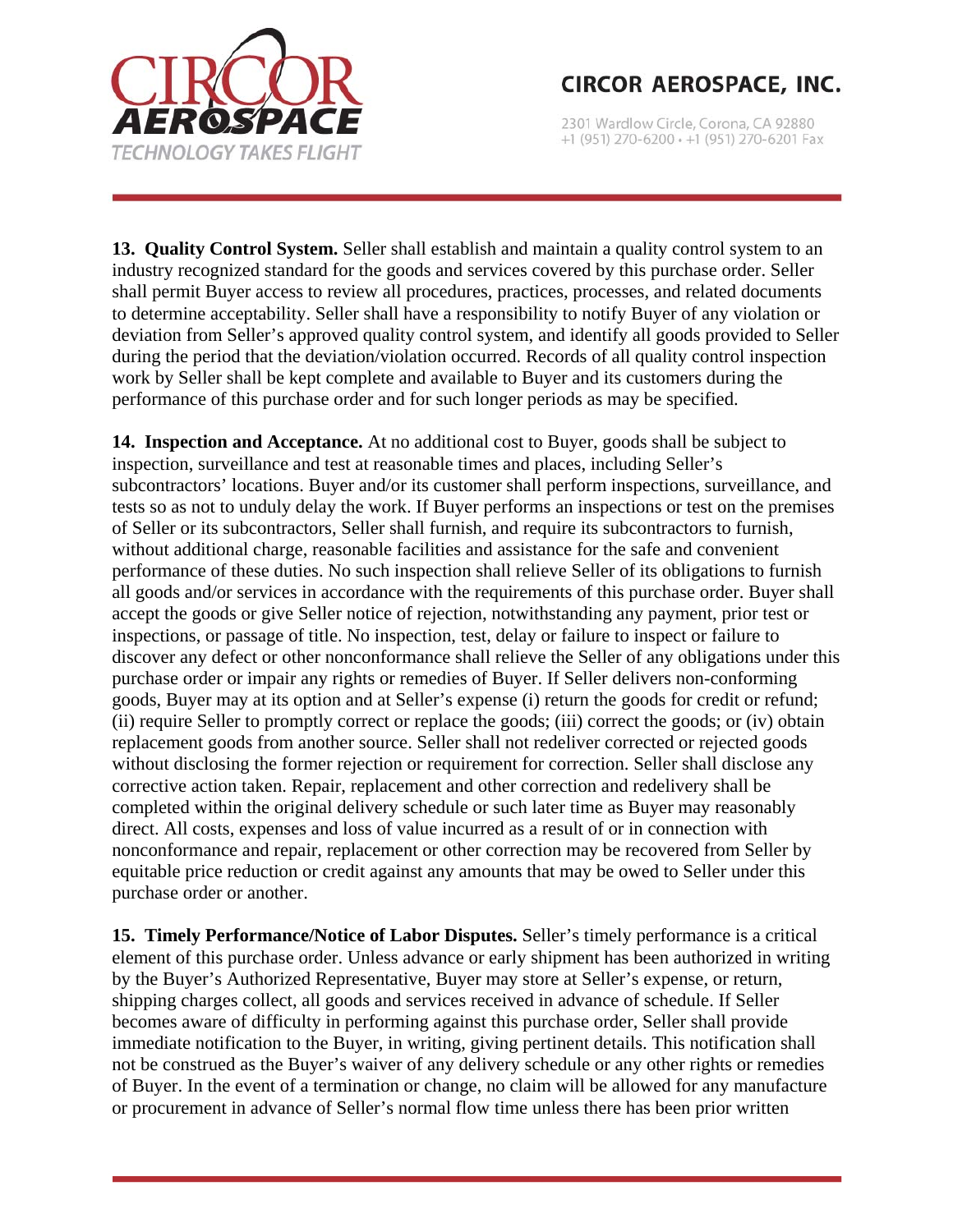**13. Quality Control System.** Seller shall establish and maintain a quality control system to an industry recognized standard for the goods and services covered by this purchase order. Seller shall permit Buyer access to review all procedures, practices, processes, and related documents to determine acceptability. Seller shall have a responsibility to notify Buyer of any violation or deviation from Seller's approved quality control system, and identify all goods provided to Seller during the period that the deviation/violation occurred. Records of all quality control inspection work by Seller shall be kept complete and available to Buyer and its customers during the performance of this purchase order and for such longer periods as may be specified.

**14. Inspection and Acceptance.** At no additional cost to Buyer, goods shall be subject to inspection, surveillance and test at reasonable times and places, including Seller's subcontractors' locations. Buyer and/or its customer shall perform inspections, surveillance, and tests so as not to unduly delay the work. If Buyer performs an inspections or test on the premises of Seller or its subcontractors, Seller shall furnish, and require its subcontractors to furnish, without additional charge, reasonable facilities and assistance for the safe and convenient performance of these duties. No such inspection shall relieve Seller of its obligations to furnish all goods and/or services in accordance with the requirements of this purchase order. Buyer shall accept the goods or give Seller notice of rejection, notwithstanding any payment, prior test or inspections, or passage of title. No inspection, test, delay or failure to inspect or failure to discover any defect or other nonconformance shall relieve the Seller of any obligations under this purchase order or impair any rights or remedies of Buyer. If Seller delivers non-conforming goods, Buyer may at its option and at Seller's expense (i) return the goods for credit or refund; (ii) require Seller to promptly correct or replace the goods; (iii) correct the goods; or (iv) obtain replacement goods from another source. Seller shall not redeliver corrected or rejected goods without disclosing the former rejection or requirement for correction. Seller shall disclose any corrective action taken. Repair, replacement and other correction and redelivery shall be completed within the original delivery schedule or such later time as Buyer may reasonably direct. All costs, expenses and loss of value incurred as a result of or in connection with nonconformance and repair, replacement or other correction may be recovered from Seller by equitable price reduction or credit against any amounts that may be owed to Seller under this purchase order or another.

**15. Timely Performance/Notice of Labor Disputes.** Seller's timely performance is a critical element of this purchase order. Unless advance or early shipment has been authorized in writing by the Buyer's Authorized Representative, Buyer may store at Seller's expense, or return, shipping charges collect, all goods and services received in advance of schedule. If Seller becomes aware of difficulty in performing against this purchase order, Seller shall provide immediate notification to the Buyer, in writing, giving pertinent details. This notification shall not be construed as the Buyer's waiver of any delivery schedule or any other rights or remedies of Buyer. In the event of a termination or change, no claim will be allowed for any manufacture or procurement in advance of Seller's normal flow time unless there has been prior written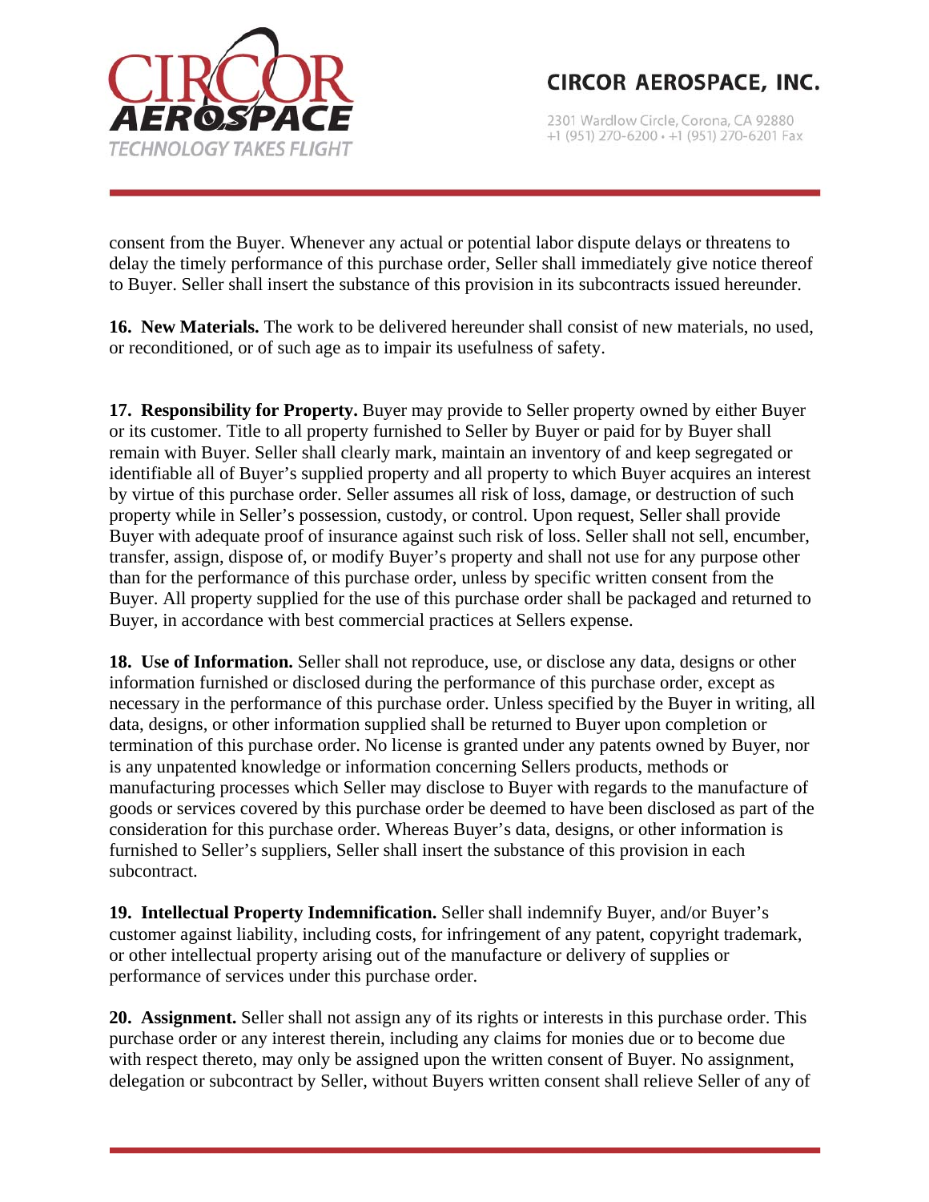consent from the Buyer. Whenever any actual or potential labor dispute delays or threatens to delay the timely performance of this purchase order, Seller shall immediately give notice thereof to Buyer. Seller shall insert the substance of this provision in its subcontracts issued hereunder.

**16. New Materials.** The work to be delivered hereunder shall consist of new materials, no used, or reconditioned, or of such age as to impair its usefulness of safety.

**17. Responsibility for Property.** Buyer may provide to Seller property owned by either Buyer or its customer. Title to all property furnished to Seller by Buyer or paid for by Buyer shall remain with Buyer. Seller shall clearly mark, maintain an inventory of and keep segregated or identifiable all of Buyer's supplied property and all property to which Buyer acquires an interest by virtue of this purchase order. Seller assumes all risk of loss, damage, or destruction of such property while in Seller's possession, custody, or control. Upon request, Seller shall provide Buyer with adequate proof of insurance against such risk of loss. Seller shall not sell, encumber, transfer, assign, dispose of, or modify Buyer's property and shall not use for any purpose other than for the performance of this purchase order, unless by specific written consent from the Buyer. All property supplied for the use of this purchase order shall be packaged and returned to Buyer, in accordance with best commercial practices at Sellers expense.

**18. Use of Information.** Seller shall not reproduce, use, or disclose any data, designs or other information furnished or disclosed during the performance of this purchase order, except as necessary in the performance of this purchase order. Unless specified by the Buyer in writing, all data, designs, or other information supplied shall be returned to Buyer upon completion or termination of this purchase order. No license is granted under any patents owned by Buyer, nor is any unpatented knowledge or information concerning Sellers products, methods or manufacturing processes which Seller may disclose to Buyer with regards to the manufacture of goods or services covered by this purchase order be deemed to have been disclosed as part of the consideration for this purchase order. Whereas Buyer's data, designs, or other information is furnished to Seller's suppliers, Seller shall insert the substance of this provision in each subcontract.

**19. Intellectual Property Indemnification.** Seller shall indemnify Buyer, and/or Buyer's customer against liability, including costs, for infringement of any patent, copyright trademark, or other intellectual property arising out of the manufacture or delivery of supplies or performance of services under this purchase order.

**20. Assignment.** Seller shall not assign any of its rights or interests in this purchase order. This purchase order or any interest therein, including any claims for monies due or to become due with respect thereto, may only be assigned upon the written consent of Buyer. No assignment, delegation or subcontract by Seller, without Buyers written consent shall relieve Seller of any of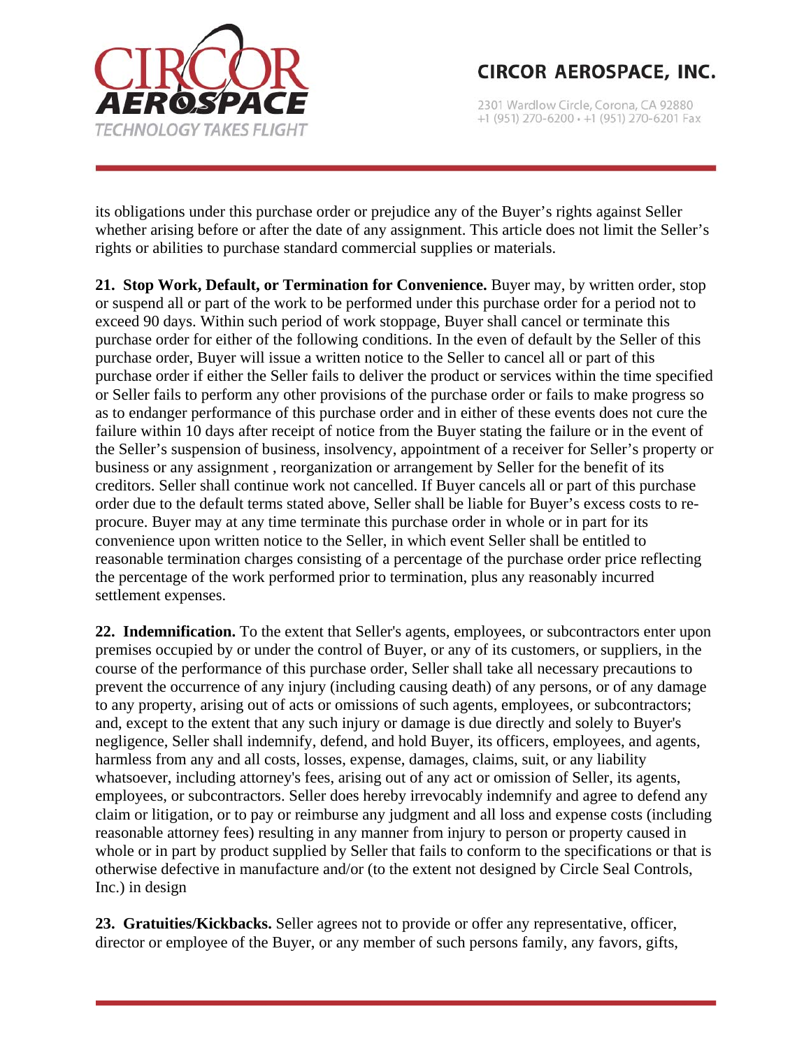its obligations under this purchase order or prejudice any of the Buyer's rights against Seller whether arising before or after the date of any assignment. This article does not limit the Seller's rights or abilities to purchase standard commercial supplies or materials.

**21. Stop Work, Default, or Termination for Convenience.** Buyer may, by written order, stop or suspend all or part of the work to be performed under this purchase order for a period not to exceed 90 days. Within such period of work stoppage, Buyer shall cancel or terminate this purchase order for either of the following conditions. In the even of default by the Seller of this purchase order, Buyer will issue a written notice to the Seller to cancel all or part of this purchase order if either the Seller fails to deliver the product or services within the time specified or Seller fails to perform any other provisions of the purchase order or fails to make progress so as to endanger performance of this purchase order and in either of these events does not cure the failure within 10 days after receipt of notice from the Buyer stating the failure or in the event of the Seller's suspension of business, insolvency, appointment of a receiver for Seller's property or business or any assignment , reorganization or arrangement by Seller for the benefit of its creditors. Seller shall continue work not cancelled. If Buyer cancels all or part of this purchase order due to the default terms stated above, Seller shall be liable for Buyer's excess costs to re-procure. Buyer may at any time terminate this purchase order in whole or in part for its convenience upon written notice to the Seller, in which event Seller shall be entitled to reasonable termination charges consisting of a percentage of the purchase order price reflecting the percentage of the work performed prior to termination, plus any reasonably incurred settlement expenses.

**22. Indemnification.** To the extent that Seller's agents, employees, or subcontractors enter upon premises occupied by or under the control of Buyer, or any of its customers, or suppliers, in the course of the performance of this purchase order, Seller shall take all necessary precautions to prevent the occurrence of any injury (including causing death) of any persons, or of any damage to any property, arising out of acts or omissions of such agents, employees, or subcontractors; and, except to the extent that any such injury or damage is due directly and solely to Buyer's negligence, Seller shall indemnify, defend, and hold Buyer, its officers, employees, and agents, harmless from any and all costs, losses, expense, damages, claims, suit, or any liability whatsoever, including attorney's fees, arising out of any act or omission of Seller, its agents, employees, or subcontractors. Seller does hereby irrevocably indemnify and agree to defend any claim or litigation, or to pay or reimburse any judgment and all loss and expense costs (including reasonable attorney fees) resulting in any manner from injury to person or property caused in whole or in part by product supplied by Seller that fails to conform to the specifications or that is otherwise defective in manufacture and/or (to the extent not designed by Circle Seal Controls, Inc.) in design

**23. Gratuities/Kickbacks.** Seller agrees not to provide or offer any representative, officer, director or employee of the Buyer, or any member of such persons family, any favors, gifts,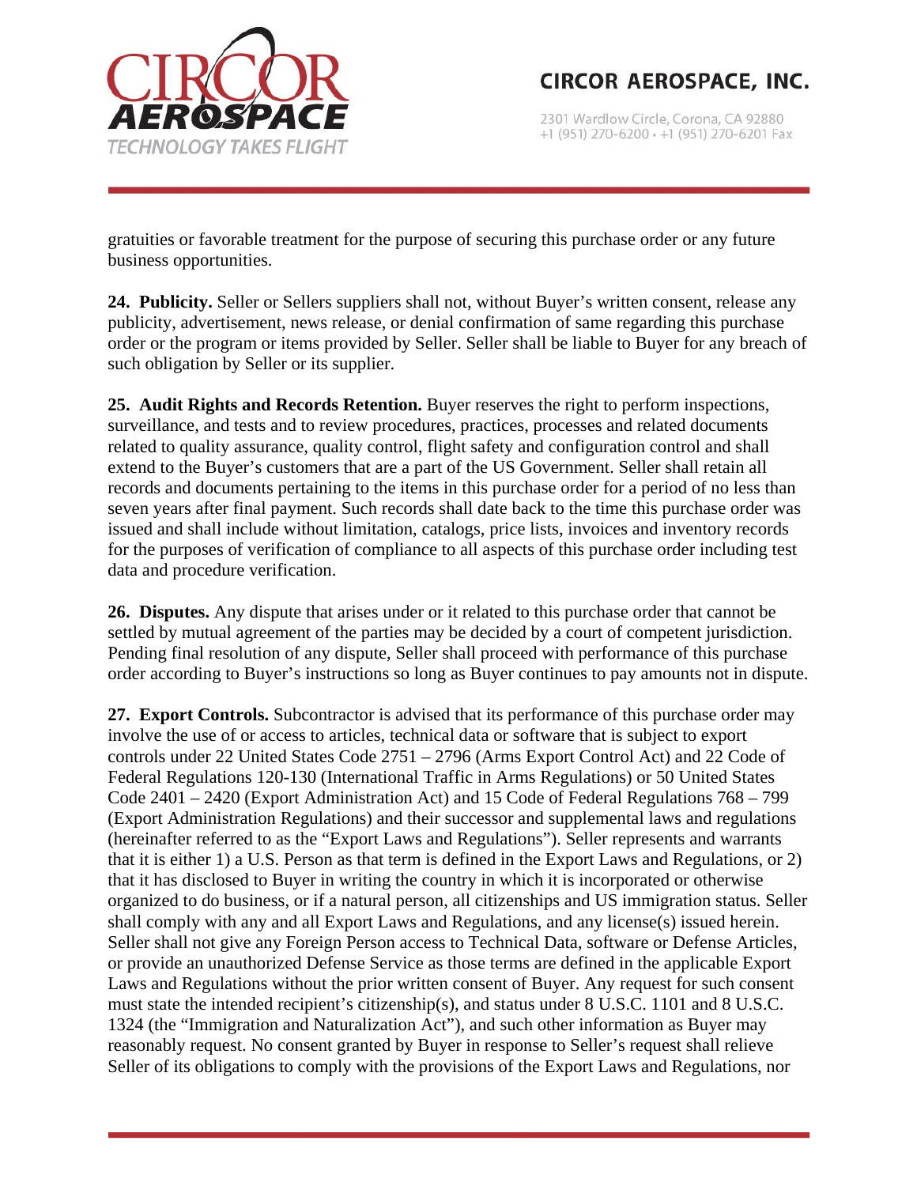gratuities or favorable treatment for the purpose of securing this purchase order or any future business opportunities.

**24. Publicity.** Seller or Sellers suppliers shall not, without Buyer's written consent, release any publicity, advertisement, news release, or denial confirmation of same regarding this purchase order or the program or items provided by Seller. Seller shall be liable to Buyer for any breach of such obligation by Seller or its supplier.

**25. Audit Rights and Records Retention.** Buyer reserves the right to perform inspections, surveillance, and tests and to review procedures, practices, processes and related documents related to quality assurance, quality control, flight safety and configuration control and shall extend to the Buyer's customers that are a part of the US Government. Seller shall retain all records and documents pertaining to the items in this purchase order for a period of no less than seven years after final payment. Such records shall date back to the time this purchase order was issued and shall include without limitation, catalogs, price lists, invoices and inventory records for the purposes of verification of compliance to all aspects of this purchase order including test data and procedure verification.

**26. Disputes.** Any dispute that arises under or it related to this purchase order that cannot be settled by mutual agreement of the parties may be decided by a court of competent jurisdiction. Pending final resolution of any dispute, Seller shall proceed with performance of this purchase order according to Buyer's instructions so long as Buyer continues to pay amounts not in dispute.

**27. Export Controls.** Subcontractor is advised that its performance of this purchase order may involve the use of or access to articles, technical data or software that is subject to export controls under 22 United States Code 2751 – 2796 (Arms Export Control Act) and 22 Code of Federal Regulations 120-130 (International Traffic in Arms Regulations) or 50 United States Code 2401 – 2420 (Export Administration Act) and 15 Code of Federal Regulations 768 – 799 (Export Administration Regulations) and their successor and supplemental laws and regulations (hereinafter referred to as the "Export Laws and Regulations"). Seller represents and warrants that it is either 1) a U.S. Person as that term is defined in the Export Laws and Regulations, or 2) that it has disclosed to Buyer in writing the country in which it is incorporated or otherwise organized to do business, or if a natural person, all citizenships and US immigration status. Seller shall comply with any and all Export Laws and Regulations, and any license(s) issued herein. Seller shall not give any Foreign Person access to Technical Data, software or Defense Articles, or provide an unauthorized Defense Service as those terms are defined in the applicable Export Laws and Regulations without the prior written consent of Buyer. Any request for such consent must state the intended recipient's citizenship(s), and status under 8 U.S.C. 1101 and 8 U.S.C. 1324 (the "Immigration and Naturalization Act"), and such other information as Buyer may reasonably request. No consent granted by Buyer in response to Seller's request shall relieve Seller of its obligations to comply with the provisions of the Export Laws and Regulations, nor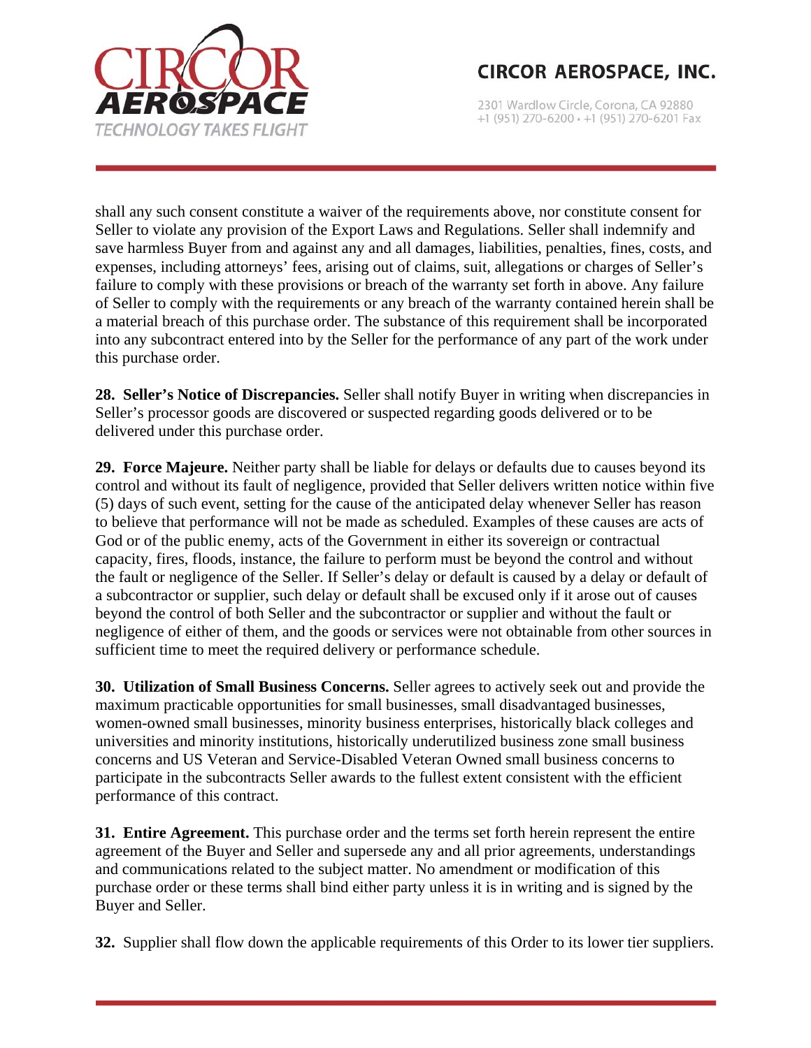shall any such consent constitute a waiver of the requirements above, nor constitute consent for Seller to violate any provision of the Export Laws and Regulations. Seller shall indemnify and save harmless Buyer from and against any and all damages, liabilities, penalties, fines, costs, and expenses, including attorneys' fees, arising out of claims, suit, allegations or charges of Seller's failure to comply with these provisions or breach of the warranty set forth in above. Any failure of Seller to comply with the requirements or any breach of the warranty contained herein shall be a material breach of this purchase order. The substance of this requirement shall be incorporated into any subcontract entered into by the Seller for the performance of any part of the work under this purchase order.

**28. Seller's Notice of Discrepancies.** Seller shall notify Buyer in writing when discrepancies in Seller's processor goods are discovered or suspected regarding goods delivered or to be delivered under this purchase order.

**29. Force Majeure.** Neither party shall be liable for delays or defaults due to causes beyond its control and without its fault of negligence, provided that Seller delivers written notice within five (5) days of such event, setting for the cause of the anticipated delay whenever Seller has reason to believe that performance will not be made as scheduled. Examples of these causes are acts of God or of the public enemy, acts of the Government in either its sovereign or contractual capacity, fires, floods, instance, the failure to perform must be beyond the control and without the fault or negligence of the Seller. If Seller's delay or default is caused by a delay or default of a subcontractor or supplier, such delay or default shall be excused only if it arose out of causes beyond the control of both Seller and the subcontractor or supplier and without the fault or negligence of either of them, and the goods or services were not obtainable from other sources in sufficient time to meet the required delivery or performance schedule.

**30. Utilization of Small Business Concerns.** Seller agrees to actively seek out and provide the maximum practicable opportunities for small businesses, small disadvantaged businesses, women-owned small businesses, minority business enterprises, historically black colleges and universities and minority institutions, historically underutilized business zone small business concerns and US Veteran and Service-Disabled Veteran Owned small business concerns to participate in the subcontracts Seller awards to the fullest extent consistent with the efficient performance of this contract.

**31. Entire Agreement.** This purchase order and the terms set forth herein represent the entire agreement of the Buyer and Seller and supersede any and all prior agreements, understandings and communications related to the subject matter. No amendment or modification of this purchase order or these terms shall bind either party unless it is in writing and is signed by the Buyer and Seller.

**32.** Supplier shall flow down the applicable requirements of this Order to its lower tier suppliers.